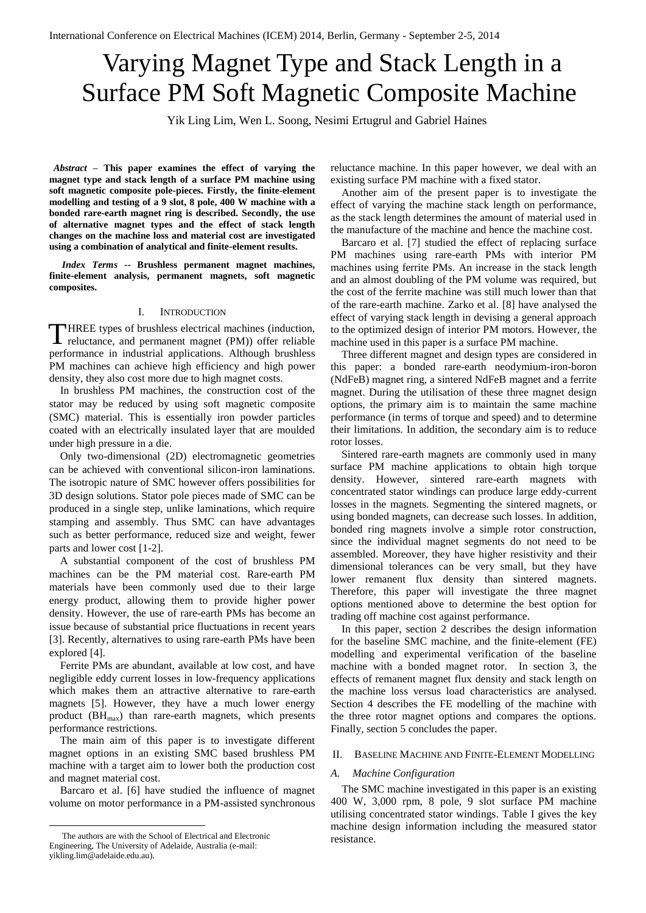# Varying Magnet Type and Stack Length in a Surface PM Soft Magnetic Composite Machine

Yik Ling Lim, Wen L. Soong, Nesimi Ertugrul and Gabriel Haines

***Abstract* – This paper examines the effect of varying the magnet type and stack length of a surface PM machine using soft magnetic composite pole-pieces. Firstly, the finite-element modelling and testing of a 9 slot, 8 pole, 400 W machine with a bonded rare-earth magnet ring is described. Secondly, the use of alternative magnet types and the effect of stack length changes on the machine loss and material cost are investigated using a combination of analytical and finite-element results.**

***Index Terms* -- Brushless permanent magnet machines, finite-element analysis, permanent magnets, soft magnetic composites.**

## I. Introduction

Three types of brushless electrical machines (induction, reluctance, and permanent magnet (PM)) offer reliable performance in industrial applications. Although brushless PM machines can achieve high efficiency and high power density, they also cost more due to high magnet costs.

In brushless PM machines, the construction cost of the stator may be reduced by using soft magnetic composite (SMC) material. This is essentially iron powder particles coated with an electrically insulated layer that are moulded under high pressure in a die.

Only two-dimensional (2D) electromagnetic geometries can be achieved with conventional silicon-iron laminations. The isotropic nature of SMC however offers possibilities for 3D design solutions. Stator pole pieces made of SMC can be produced in a single step, unlike laminations, which require stamping and assembly. Thus SMC can have advantages such as better performance, reduced size and weight, fewer parts and lower cost [1-2].

A substantial component of the cost of brushless PM machines can be the PM material cost. Rare-earth PM materials have been commonly used due to their large energy product, allowing them to provide higher power density. However, the use of rare-earth PMs has become an issue because of substantial price fluctuations in recent years [3]. Recently, alternatives to using rare-earth PMs have been explored [4].

Ferrite PMs are abundant, available at low cost, and have negligible eddy current losses in low-frequency applications which makes them an attractive alternative to rare-earth magnets [5]. However, they have a much lower energy product ($BH_{max}$) than rare-earth magnets, which presents performance restrictions.

The main aim of this paper is to investigate different magnet options in an existing SMC based brushless PM machine with a target aim to lower both the production cost and magnet material cost.

Barcaro et al. [6] have studied the influence of magnet volume on motor performance in a PM-assisted synchronous reluctance machine. In this paper however, we deal with an existing surface PM machine with a fixed stator.

Another aim of the present paper is to investigate the effect of varying the machine stack length on performance, as the stack length determines the amount of material used in the manufacture of the machine and hence the machine cost.

Barcaro et al. [7] studied the effect of replacing surface PM machines using rare-earth PMs with interior PM machines using ferrite PMs. An increase in the stack length and an almost doubling of the PM volume was required, but the cost of the ferrite machine was still much lower than that of the rare-earth machine. Zarko et al. [8] have analysed the effect of varying stack length in devising a general approach to the optimized design of interior PM motors. However, the machine used in this paper is a surface PM machine.

Three different magnet and design types are considered in this paper: a bonded rare-earth neodymium-iron-boron (NdFeB) magnet ring, a sintered NdFeB magnet and a ferrite magnet. During the utilisation of these three magnet design options, the primary aim is to maintain the same machine performance (in terms of torque and speed) and to determine their limitations. In addition, the secondary aim is to reduce rotor losses.

Sintered rare-earth magnets are commonly used in many surface PM machine applications to obtain high torque density. However, sintered rare-earth magnets with concentrated stator windings can produce large eddy-current losses in the magnets. Segmenting the sintered magnets, or using bonded magnets, can decrease such losses. In addition, bonded ring magnets involve a simple rotor construction, since the individual magnet segments do not need to be assembled. Moreover, they have higher resistivity and their dimensional tolerances can be very small, but they have lower remanent flux density than sintered magnets. Therefore, this paper will investigate the three magnet options mentioned above to determine the best option for trading off machine cost against performance.

In this paper, section 2 describes the design information for the baseline SMC machine, and the finite-element (FE) modelling and experimental verification of the baseline machine with a bonded magnet rotor. In section 3, the effects of remanent magnet flux density and stack length on the machine loss versus load characteristics are analysed. Section 4 describes the FE modelling of the machine with the three rotor magnet options and compares the options. Finally, section 5 concludes the paper.

## II. Baseline Machine and Finite-Element Modelling

### *A. Machine Configuration*

The SMC machine investigated in this paper is an existing 400 W, 3,000 rpm, 8 pole, 9 slot surface PM machine utilising concentrated stator windings. Table I gives the key machine design information including the measured stator resistance.

The authors are with the School of Electrical and Electronic Engineering, The University of Adelaide, Australia (e-mail: yikling.lim@adelaide.edu.au).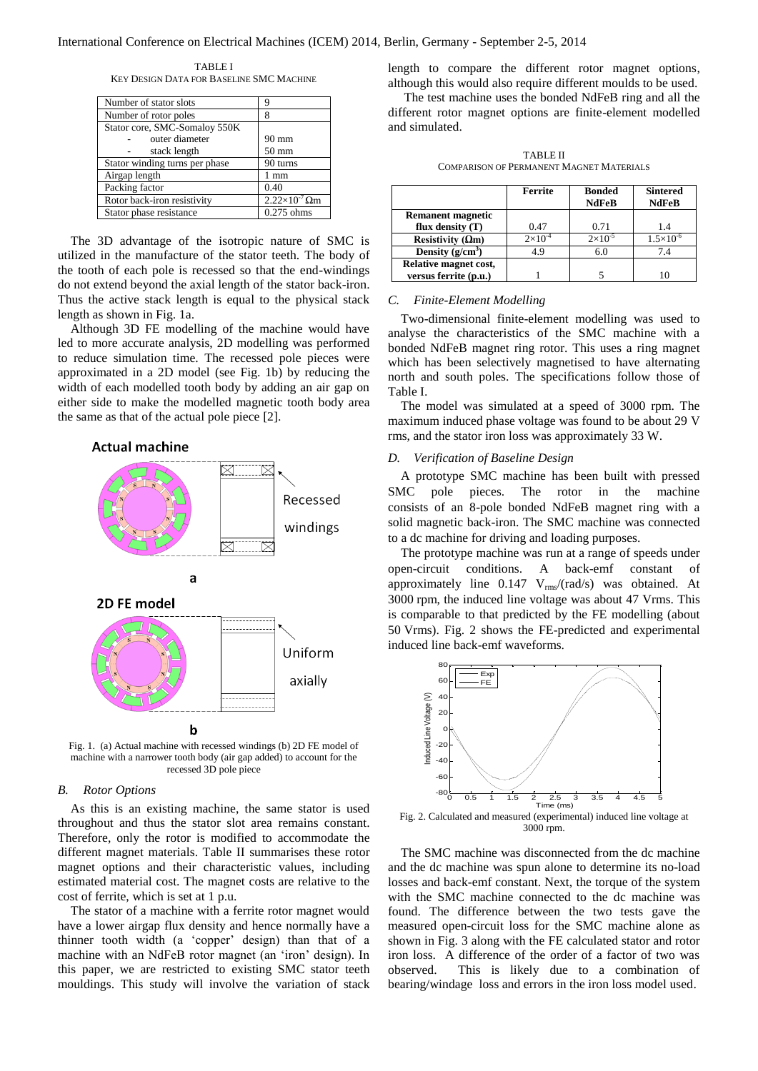TABLE I
KEY DESIGN DATA FOR BASELINE SMC MACHINE

| | |
|---|---|
| Number of stator slots | 9 |
| Number of rotor poles | 8 |
| Stator core, SMC-Somaloy 550K | |
| - outer diameter | 90 mm |
| - stack length | 50 mm |
| Stator winding turns per phase | 90 turns |
| Airgap length | 1 mm |
| Packing factor | 0.40 |
| Rotor back-iron resistivity | $2.22\times10^{-7}$ Ωm |
| Stator phase resistance | 0.275 ohms |

The 3D advantage of the isotropic nature of SMC is utilized in the manufacture of the stator teeth. The body of the tooth of each pole is recessed so that the end-windings do not extend beyond the axial length of the stator back-iron. Thus the active stack length is equal to the physical stack length as shown in Fig. 1a.

Although 3D FE modelling of the machine would have led to more accurate analysis, 2D modelling was performed to reduce simulation time. The recessed pole pieces were approximated in a 2D model (see Fig. 1b) by reducing the width of each modelled tooth body by adding an air gap on either side to make the modelled magnetic tooth body area the same as that of the actual pole piece [2].

Fig. 1. (a) Actual machine with recessed windings (b) 2D FE model of machine with a narrower tooth body (air gap added) to account for the recessed 3D pole piece

### *B. Rotor Options*

As this is an existing machine, the same stator is used throughout and thus the stator slot area remains constant. Therefore, only the rotor is modified to accommodate the different magnet materials. Table II summarises these rotor magnet options and their characteristic values, including estimated material cost. The magnet costs are relative to the cost of ferrite, which is set at 1 p.u.

The stator of a machine with a ferrite rotor magnet would have a lower airgap flux density and hence normally have a thinner tooth width (a 'copper' design) than that of a machine with an NdFeB rotor magnet (an 'iron' design). In this paper, we are restricted to existing SMC stator teeth mouldings. This study will involve the variation of stack length to compare the different rotor magnet options, although this would also require different moulds to be used.

The test machine uses the bonded NdFeB ring and all the different rotor magnet options are finite-element modelled and simulated.

TABLE II
COMPARISON OF PERMANENT MAGNET MATERIALS

| | Ferrite | Bonded NdFeB | Sintered NdFeB |
|---|---|---|---|
| **Remanent magnetic flux density (T)** | 0.47 | 0.71 | 1.4 |
| **Resistivity (Ωm)** | $2\times10^{-4}$ | $2\times10^{-5}$ | $1.5\times10^{-6}$ |
| **Density (g/cm$^3$)** | 4.9 | 6.0 | 7.4 |
| **Relative magnet cost, versus ferrite (p.u.)** | 1 | 5 | 10 |

### *C. Finite-Element Modelling*

Two-dimensional finite-element modelling was used to analyse the characteristics of the SMC machine with a bonded NdFeB magnet ring rotor. This uses a ring magnet which has been selectively magnetised to have alternating north and south poles. The specifications follow those of Table I.

The model was simulated at a speed of 3000 rpm. The maximum induced phase voltage was found to be about 29 V rms, and the stator iron loss was approximately 33 W.

### *D. Verification of Baseline Design*

A prototype SMC machine has been built with pressed SMC pole pieces. The rotor in the machine consists of an 8-pole bonded NdFeB magnet ring with a solid magnetic back-iron. The SMC machine was connected to a dc machine for driving and loading purposes.

The prototype machine was run at a range of speeds under open-circuit conditions. A back-emf constant of approximately line 0.147 $V_{rms}$/(rad/s) was obtained. At 3000 rpm, the induced line voltage was about 47 Vrms. This is comparable to that predicted by the FE modelling (about 50 Vrms). Fig. 2 shows the FE-predicted and experimental induced line back-emf waveforms.

Fig. 2. Calculated and measured (experimental) induced line voltage at 3000 rpm.

The SMC machine was disconnected from the dc machine and the dc machine was spun alone to determine its no-load losses and back-emf constant. Next, the torque of the system with the SMC machine connected to the dc machine was found. The difference between the two tests gave the measured open-circuit loss for the SMC machine alone as shown in Fig. 3 along with the FE calculated stator and rotor iron loss. A difference of the order of a factor of two was observed. This is likely due to a combination of bearing/windage loss and errors in the iron loss model used.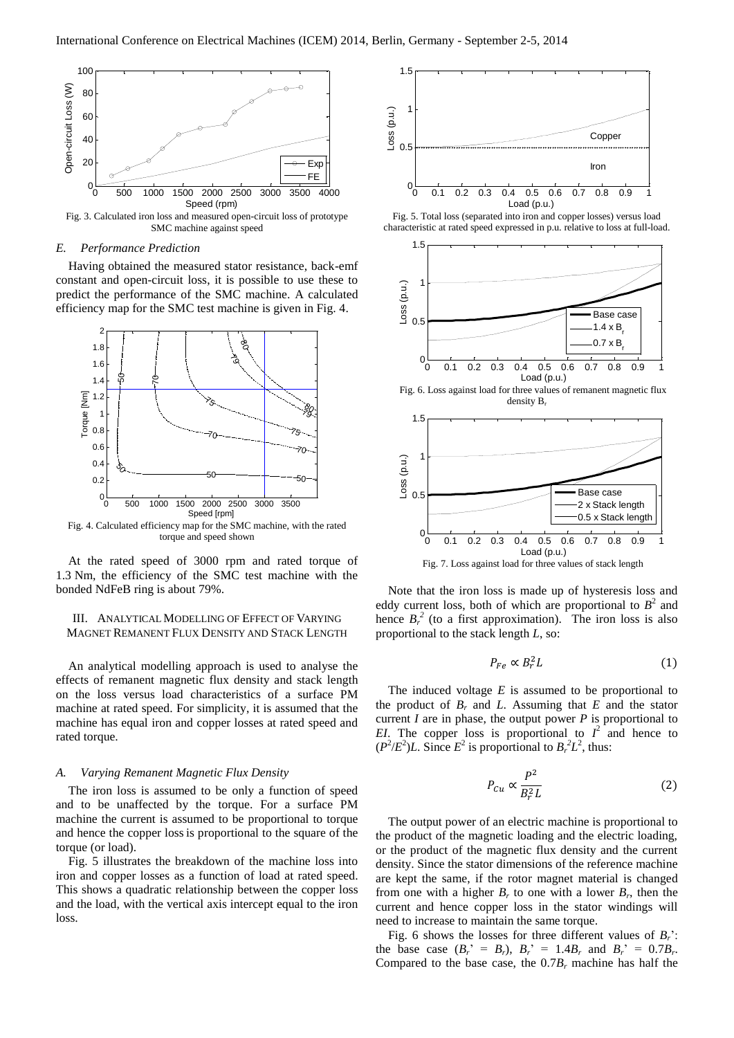Fig. 3. Calculated iron loss and measured open-circuit loss of prototype SMC machine against speed

### *E. Performance Prediction*

Having obtained the measured stator resistance, back-emf constant and open-circuit loss, it is possible to use these to predict the performance of the SMC machine. A calculated efficiency map for the SMC test machine is given in Fig. 4.

Fig. 4. Calculated efficiency map for the SMC machine, with the rated torque and speed shown

At the rated speed of 3000 rpm and rated torque of 1.3 Nm, the efficiency of the SMC test machine with the bonded NdFeB ring is about 79%.

## III. Analytical Modelling of Effect of Varying Magnet Remanent Flux Density and Stack Length

An analytical modelling approach is used to analyse the effects of remanent magnetic flux density and stack length on the loss versus load characteristics of a surface PM machine at rated speed. For simplicity, it is assumed that the machine has equal iron and copper losses at rated speed and rated torque.

### *A. Varying Remanent Magnetic Flux Density*

The iron loss is assumed to be only a function of speed and to be unaffected by the torque. For a surface PM machine the current is assumed to be proportional to torque and hence the copper loss is proportional to the square of the torque (or load).

Fig. 5 illustrates the breakdown of the machine loss into iron and copper losses as a function of load at rated speed. This shows a quadratic relationship between the copper loss and the load, with the vertical axis intercept equal to the iron loss.

Fig. 5. Total loss (separated into iron and copper losses) versus load characteristic at rated speed expressed in p.u. relative to loss at full-load.

Fig. 6. Loss against load for three values of remanent magnetic flux density $B_r$

Fig. 7. Loss against load for three values of stack length

Note that the iron loss is made up of hysteresis loss and eddy current loss, both of which are proportional to $B^2$ and hence $B_r^2$ (to a first approximation). The iron loss is also proportional to the stack length $L$, so:

$$P_{Fe} \propto B_r^2 L \tag{1}$$

The induced voltage $E$ is assumed to be proportional to the product of $B_r$ and $L$. Assuming that $E$ and the stator current $I$ are in phase, the output power $P$ is proportional to $EI$. The copper loss is proportional to $I^2$ and hence to $(P^2/E^2)L$. Since $E^2$ is proportional to $B_r^2 L^2$, thus:

$$P_{Cu} \propto \frac{P^2}{B_r^2 L} \tag{2}$$

The output power of an electric machine is proportional to the product of the magnetic loading and the electric loading, or the product of the magnetic flux density and the current density. Since the stator dimensions of the reference machine are kept the same, if the rotor magnet material is changed from one with a higher $B_r$ to one with a lower $B_r$, then the current and hence copper loss in the stator windings will need to increase to maintain the same torque.

Fig. 6 shows the losses for three different values of $B_r$': the base case ($B_r$' = $B_r$), $B_r$' = $1.4B_r$ and $B_r$' = $0.7B_r$. Compared to the base case, the $0.7B_r$ machine has half the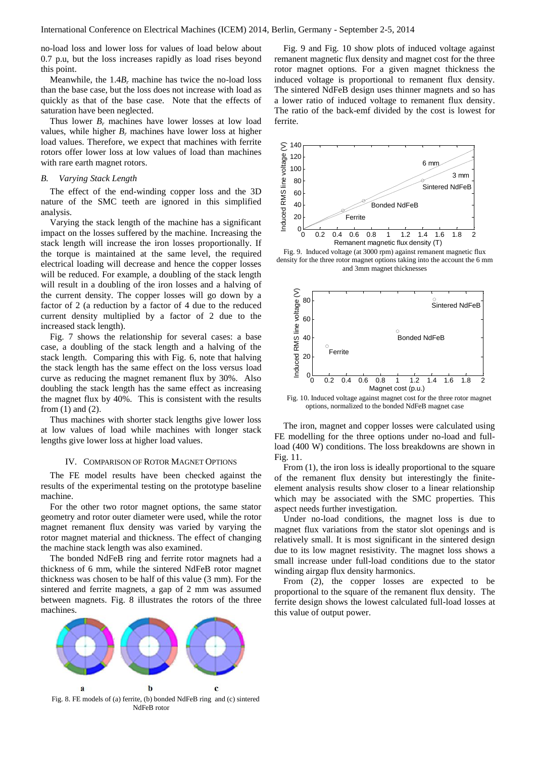no-load loss and lower loss for values of load below about 0.7 p.u, but the loss increases rapidly as load rises beyond this point.

Meanwhile, the $1.4B_r$ machine has twice the no-load loss than the base case, but the loss does not increase with load as quickly as that of the base case. Note that the effects of saturation have been neglected.

Thus lower $B_r$ machines have lower losses at low load values, while higher $B_r$ machines have lower loss at higher load values. Therefore, we expect that machines with ferrite rotors offer lower loss at low values of load than machines with rare earth magnet rotors.

### *B. Varying Stack Length*

The effect of the end-winding copper loss and the 3D nature of the SMC teeth are ignored in this simplified analysis.

Varying the stack length of the machine has a significant impact on the losses suffered by the machine. Increasing the stack length will increase the iron losses proportionally. If the torque is maintained at the same level, the required electrical loading will decrease and hence the copper losses will be reduced. For example, a doubling of the stack length will result in a doubling of the iron losses and a halving of the current density. The copper losses will go down by a factor of 2 (a reduction by a factor of 4 due to the reduced current density multiplied by a factor of 2 due to the increased stack length).

Fig. 7 shows the relationship for several cases: a base case, a doubling of the stack length and a halving of the stack length. Comparing this with Fig. 6, note that halving the stack length has the same effect on the loss versus load curve as reducing the magnet remanent flux by 30%. Also doubling the stack length has the same effect as increasing the magnet flux by 40%. This is consistent with the results from (1) and (2).

Thus machines with shorter stack lengths give lower loss at low values of load while machines with longer stack lengths give lower loss at higher load values.

## IV. Comparison of Rotor Magnet Options

The FE model results have been checked against the results of the experimental testing on the prototype baseline machine.

For the other two rotor magnet options, the same stator geometry and rotor outer diameter were used, while the rotor magnet remanent flux density was varied by varying the rotor magnet material and thickness. The effect of changing the machine stack length was also examined.

The bonded NdFeB ring and ferrite rotor magnets had a thickness of 6 mm, while the sintered NdFeB rotor magnet thickness was chosen to be half of this value (3 mm). For the sintered and ferrite magnets, a gap of 2 mm was assumed between magnets. Fig. 8 illustrates the rotors of the three machines.

Fig. 8. FE models of (a) ferrite, (b) bonded NdFeB ring and (c) sintered NdFeB rotor

Fig. 9 and Fig. 10 show plots of induced voltage against remanent magnetic flux density and magnet cost for the three rotor magnet options. For a given magnet thickness the induced voltage is proportional to remanent flux density. The sintered NdFeB design uses thinner magnets and so has a lower ratio of induced voltage to remanent flux density. The ratio of the back-emf divided by the cost is lowest for ferrite.

Fig. 9. Induced voltage (at 3000 rpm) against remanent magnetic flux density for the three rotor magnet options taking into the account the 6 mm and 3mm magnet thicknesses

Fig. 10. Induced voltage against magnet cost for the three rotor magnet options, normalized to the bonded NdFeB magnet case

The iron, magnet and copper losses were calculated using FE modelling for the three options under no-load and full-load (400 W) conditions. The loss breakdowns are shown in Fig. 11.

From (1), the iron loss is ideally proportional to the square of the remanent flux density but interestingly the finite-element analysis results show closer to a linear relationship which may be associated with the SMC properties. This aspect needs further investigation.

Under no-load conditions, the magnet loss is due to magnet flux variations from the stator slot openings and is relatively small. It is most significant in the sintered design due to its low magnet resistivity. The magnet loss shows a small increase under full-load conditions due to the stator winding airgap flux density harmonics.

From (2), the copper losses are expected to be proportional to the square of the remanent flux density. The ferrite design shows the lowest calculated full-load losses at this value of output power.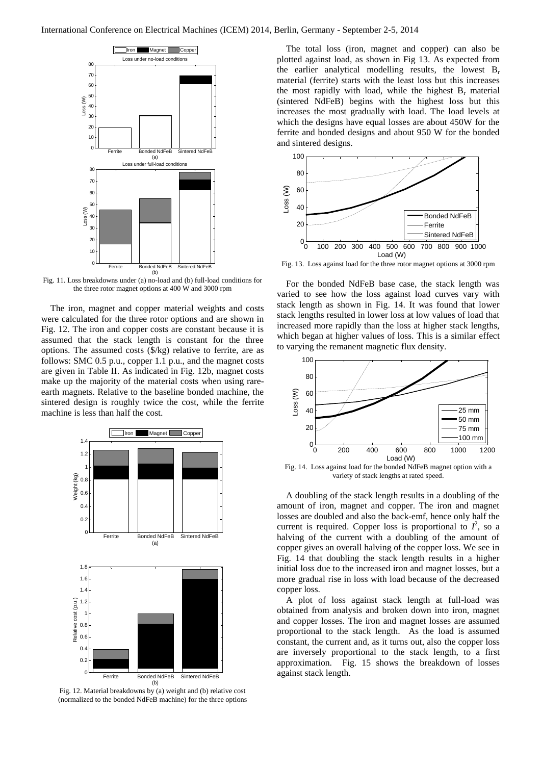Fig. 11. Loss breakdowns under (a) no-load and (b) full-load conditions for the three rotor magnet options at 400 W and 3000 rpm

The iron, magnet and copper material weights and costs were calculated for the three rotor options and are shown in Fig. 12. The iron and copper costs are constant because it is assumed that the stack length is constant for the three options. The assumed costs ($/kg) relative to ferrite, are as follows: SMC 0.5 p.u., copper 1.1 p.u., and the magnet costs are given in Table II. As indicated in Fig. 12b, magnet costs make up the majority of the material costs when using rare-earth magnets. Relative to the baseline bonded machine, the sintered design is roughly twice the cost, while the ferrite machine is less than half the cost.

Fig. 12. Material breakdowns by (a) weight and (b) relative cost (normalized to the bonded NdFeB machine) for the three options

The total loss (iron, magnet and copper) can also be plotted against load, as shown in Fig 13. As expected from the earlier analytical modelling results, the lowest $B_r$ material (ferrite) starts with the least loss but this increases the most rapidly with load, while the highest $B_r$ material (sintered NdFeB) begins with the highest loss but this increases the most gradually with load. The load levels at which the designs have equal losses are about 450W for the ferrite and bonded designs and about 950 W for the bonded and sintered designs.

Fig. 13. Loss against load for the three rotor magnet options at 3000 rpm

For the bonded NdFeB base case, the stack length was varied to see how the loss against load curves vary with stack length as shown in Fig. 14. It was found that lower stack lengths resulted in lower loss at low values of load that increased more rapidly than the loss at higher stack lengths, which began at higher values of loss. This is a similar effect to varying the remanent magnetic flux density.

Fig. 14. Loss against load for the bonded NdFeB magnet option with a variety of stack lengths at rated speed.

A doubling of the stack length results in a doubling of the amount of iron, magnet and copper. The iron and magnet losses are doubled and also the back-emf, hence only half the current is required. Copper loss is proportional to $I^2$, so a halving of the current with a doubling of the amount of copper gives an overall halving of the copper loss. We see in Fig. 14 that doubling the stack length results in a higher initial loss due to the increased iron and magnet losses, but a more gradual rise in loss with load because of the decreased copper loss.

A plot of loss against stack length at full-load was obtained from analysis and broken down into iron, magnet and copper losses. The iron and magnet losses are assumed proportional to the stack length. As the load is assumed constant, the current and, as it turns out, also the copper loss are inversely proportional to the stack length, to a first approximation. Fig. 15 shows the breakdown of losses against stack length.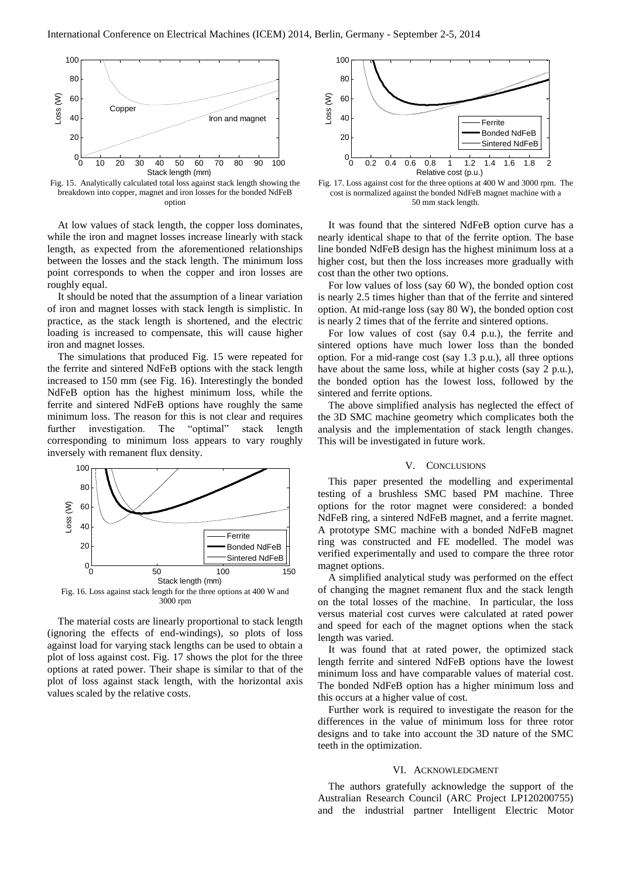Fig. 15. Analytically calculated total loss against stack length showing the breakdown into copper, magnet and iron losses for the bonded NdFeB option

At low values of stack length, the copper loss dominates, while the iron and magnet losses increase linearly with stack length, as expected from the aforementioned relationships between the losses and the stack length. The minimum loss point corresponds to when the copper and iron losses are roughly equal.

It should be noted that the assumption of a linear variation of iron and magnet losses with stack length is simplistic. In practice, as the stack length is shortened, and the electric loading is increased to compensate, this will cause higher iron and magnet losses.

The simulations that produced Fig. 15 were repeated for the ferrite and sintered NdFeB options with the stack length increased to 150 mm (see Fig. 16). Interestingly the bonded NdFeB option has the highest minimum loss, while the ferrite and sintered NdFeB options have roughly the same minimum loss. The reason for this is not clear and requires further investigation. The "optimal" stack length corresponding to minimum loss appears to vary roughly inversely with remanent flux density.

Fig. 16. Loss against stack length for the three options at 400 W and 3000 rpm

The material costs are linearly proportional to stack length (ignoring the effects of end-windings), so plots of loss against load for varying stack lengths can be used to obtain a plot of loss against cost. Fig. 17 shows the plot for the three options at rated power. Their shape is similar to that of the plot of loss against stack length, with the horizontal axis values scaled by the relative costs.

Fig. 17. Loss against cost for the three options at 400 W and 3000 rpm. The cost is normalized against the bonded NdFeB magnet machine with a 50 mm stack length.

It was found that the sintered NdFeB option curve has a nearly identical shape to that of the ferrite option. The base line bonded NdFeB design has the highest minimum loss at a higher cost, but then the loss increases more gradually with cost than the other two options.

For low values of loss (say 60 W), the bonded option cost is nearly 2.5 times higher than that of the ferrite and sintered option. At mid-range loss (say 80 W), the bonded option cost is nearly 2 times that of the ferrite and sintered options.

For low values of cost (say 0.4 p.u.), the ferrite and sintered options have much lower loss than the bonded option. For a mid-range cost (say 1.3 p.u.), all three options have about the same loss, while at higher costs (say 2 p.u.), the bonded option has the lowest loss, followed by the sintered and ferrite options.

The above simplified analysis has neglected the effect of the 3D SMC machine geometry which complicates both the analysis and the implementation of stack length changes. This will be investigated in future work.

## V. Conclusions

This paper presented the modelling and experimental testing of a brushless SMC based PM machine. Three options for the rotor magnet were considered: a bonded NdFeB ring, a sintered NdFeB magnet, and a ferrite magnet. A prototype SMC machine with a bonded NdFeB magnet ring was constructed and FE modelled. The model was verified experimentally and used to compare the three rotor magnet options.

A simplified analytical study was performed on the effect of changing the magnet remanent flux and the stack length on the total losses of the machine. In particular, the loss versus material cost curves were calculated at rated power and speed for each of the magnet options when the stack length was varied.

It was found that at rated power, the optimized stack length ferrite and sintered NdFeB options have the lowest minimum loss and have comparable values of material cost. The bonded NdFeB option has a higher minimum loss and this occurs at a higher value of cost.

Further work is required to investigate the reason for the differences in the value of minimum loss for three rotor designs and to take into account the 3D nature of the SMC teeth in the optimization.

## VI. Acknowledgment

The authors gratefully acknowledge the support of the Australian Research Council (ARC Project LP120200755) and the industrial partner Intelligent Electric Motor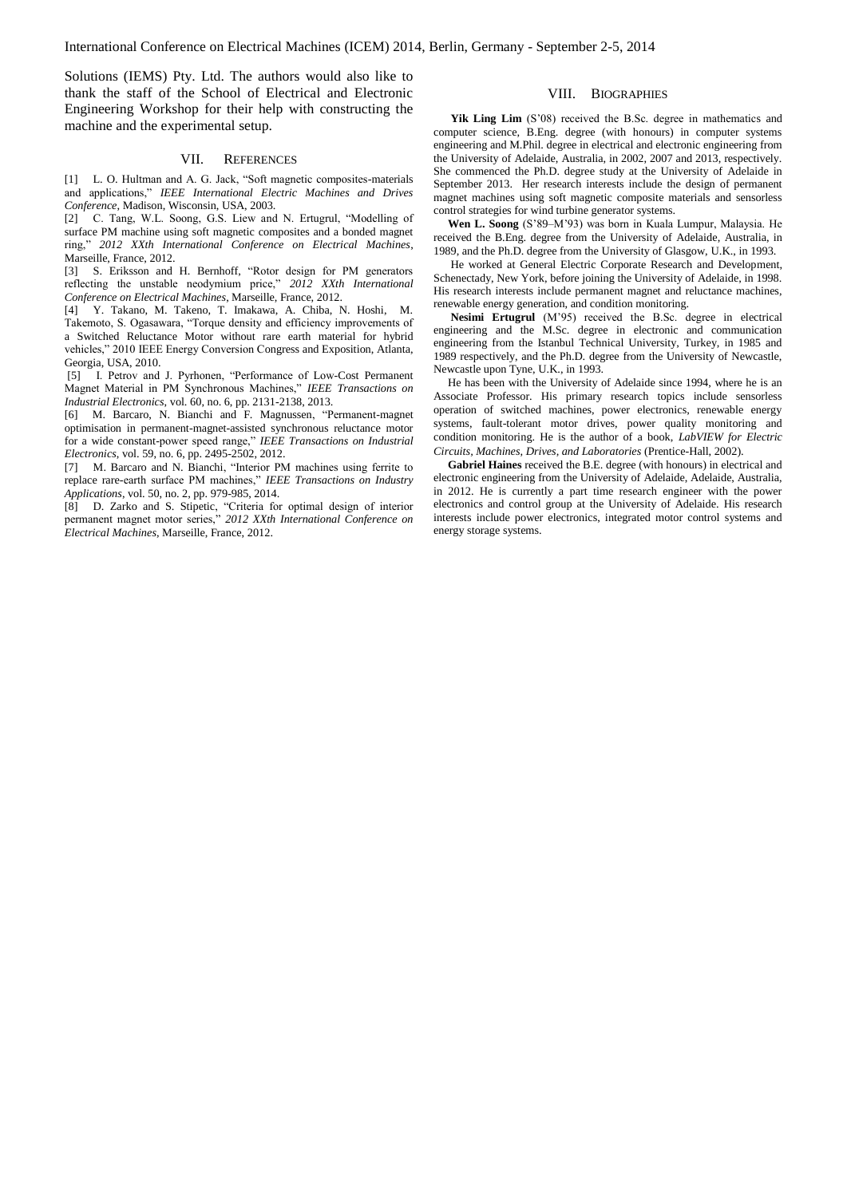Solutions (IEMS) Pty. Ltd. The authors would also like to thank the staff of the School of Electrical and Electronic Engineering Workshop for their help with constructing the machine and the experimental setup.

## VII. References

[1] L. O. Hultman and A. G. Jack, "Soft magnetic composites-materials and applications," *IEEE International Electric Machines and Drives Conference*, Madison, Wisconsin, USA, 2003.

[2] C. Tang, W.L. Soong, G.S. Liew and N. Ertugrul, "Modelling of surface PM machine using soft magnetic composites and a bonded magnet ring," *2012 XXth International Conference on Electrical Machines*, Marseille, France, 2012.

[3] S. Eriksson and H. Bernhoff, "Rotor design for PM generators reflecting the unstable neodymium price," *2012 XXth International Conference on Electrical Machines*, Marseille, France, 2012.

[4] Y. Takano, M. Takeno, T. Imakawa, A. Chiba, N. Hoshi, M. Takemoto, S. Ogasawara, "Torque density and efficiency improvements of a Switched Reluctance Motor without rare earth material for hybrid vehicles," 2010 IEEE Energy Conversion Congress and Exposition, Atlanta, Georgia, USA, 2010.

[5] I. Petrov and J. Pyrhonen, "Performance of Low-Cost Permanent Magnet Material in PM Synchronous Machines," *IEEE Transactions on Industrial Electronics*, vol. 60, no. 6, pp. 2131-2138, 2013.

[6] M. Barcaro, N. Bianchi and F. Magnussen, "Permanent-magnet optimisation in permanent-magnet-assisted synchronous reluctance motor for a wide constant-power speed range," *IEEE Transactions on Industrial Electronics*, vol. 59, no. 6, pp. 2495-2502, 2012.

[7] M. Barcaro and N. Bianchi, "Interior PM machines using ferrite to replace rare-earth surface PM machines," *IEEE Transactions on Industry Applications*, vol. 50, no. 2, pp. 979-985, 2014.

[8] D. Zarko and S. Stipetic, "Criteria for optimal design of interior permanent magnet motor series," *2012 XXth International Conference on Electrical Machines*, Marseille, France, 2012.

## VIII. Biographies

**Yik Ling Lim** (S'08) received the B.Sc. degree in mathematics and computer science, B.Eng. degree (with honours) in computer systems engineering and M.Phil. degree in electrical and electronic engineering from the University of Adelaide, Australia, in 2002, 2007 and 2013, respectively. She commenced the Ph.D. degree study at the University of Adelaide in September 2013. Her research interests include the design of permanent magnet machines using soft magnetic composite materials and sensorless control strategies for wind turbine generator systems.

**Wen L. Soong** (S'89–M'93) was born in Kuala Lumpur, Malaysia. He received the B.Eng. degree from the University of Adelaide, Australia, in 1989, and the Ph.D. degree from the University of Glasgow, U.K., in 1993.

He worked at General Electric Corporate Research and Development, Schenectady, New York, before joining the University of Adelaide, in 1998. His research interests include permanent magnet and reluctance machines, renewable energy generation, and condition monitoring.

**Nesimi Ertugrul** (M'95) received the B.Sc. degree in electrical engineering and the M.Sc. degree in electronic and communication engineering from the Istanbul Technical University, Turkey, in 1985 and 1989 respectively, and the Ph.D. degree from the University of Newcastle, Newcastle upon Tyne, U.K., in 1993.

He has been with the University of Adelaide since 1994, where he is an Associate Professor. His primary research topics include sensorless operation of switched machines, power electronics, renewable energy systems, fault-tolerant motor drives, power quality monitoring and condition monitoring. He is the author of a book, *LabVIEW for Electric Circuits, Machines, Drives, and Laboratories* (Prentice-Hall, 2002).

**Gabriel Haines** received the B.E. degree (with honours) in electrical and electronic engineering from the University of Adelaide, Adelaide, Australia, in 2012. He is currently a part time research engineer with the power electronics and control group at the University of Adelaide. His research interests include power electronics, integrated motor control systems and energy storage systems.